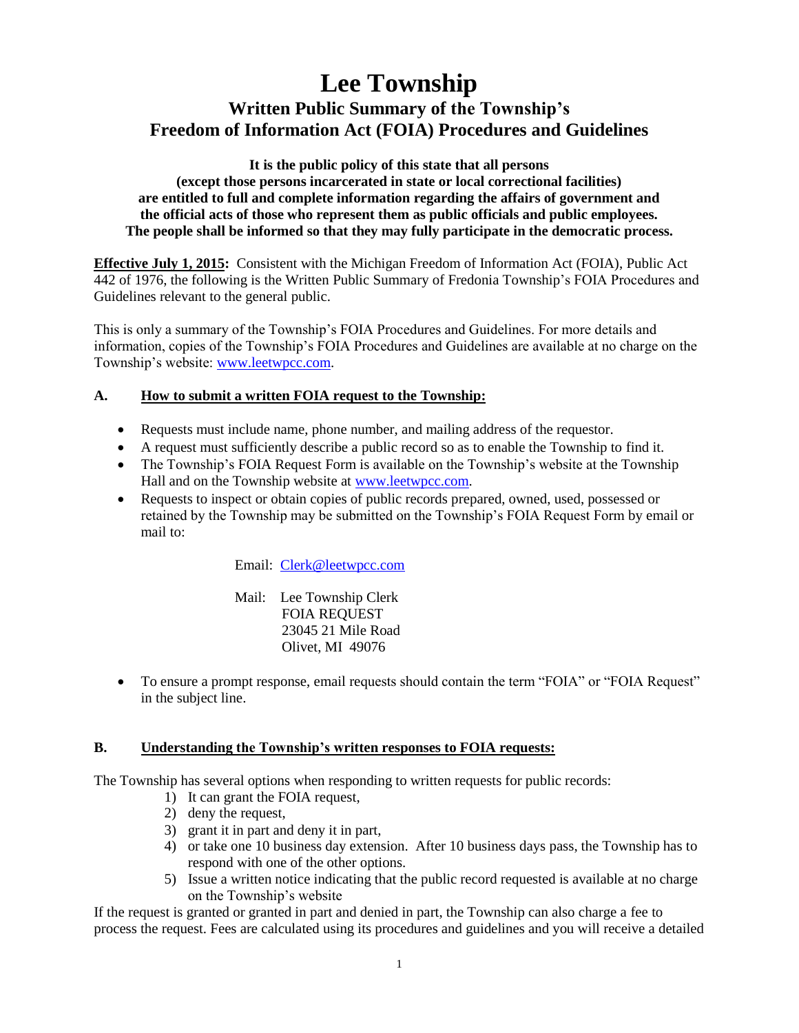# Lee Township

## Written Public Summary of the Township's Freedom of Information Act (FOIA) Procedures and Guidelines

**It is the public policy of this state that all persons (except those persons incarcerated in state or local correctional facilities) are entitled to full and complete information regarding the affairs of government and the official acts of those who represent them as public officials and public employees. The people shall be informed so that they may fully participate in the democratic process.**

**Effective July 1, 2015:** Consistent with the Michigan Freedom of Information Act (FOIA), Public Act 442 of 1976, the following is the Written Public Summary of Fredonia Township's FOIA Procedures and Guidelines relevant to the general public.

This is only a summary of the Township's FOIA Procedures and Guidelines. For more details and information, copies of the Township's FOIA Procedures and Guidelines are available at no charge on the Township's website: www.leetwpcc.com.

### A. How to submit a written FOIA request to the Township:

- Requests must include name, phone number, and mailing address of the requestor.
- A request must sufficiently describe a public record so as to enable the Township to find it.
- The Township's FOIA Request Form is available on the Township's website at the Township Hall and on the Township website at www.leetwpcc.com.
- Requests to inspect or obtain copies of public records prepared, owned, used, possessed or retained by the Township may be submitted on the Township's FOIA Request Form by email or mail to:

  Email: Clerk@leetwpcc.com

  Mail: Lee Township Clerk
  FOIA REQUEST
  23045 21 Mile Road
  Olivet, MI 49076

- To ensure a prompt response, email requests should contain the term "FOIA" or "FOIA Request" in the subject line.

### B. Understanding the Township's written responses to FOIA requests:

The Township has several options when responding to written requests for public records:

1) It can grant the FOIA request,
2) deny the request,
3) grant it in part and deny it in part,
4) or take one 10 business day extension. After 10 business days pass, the Township has to respond with one of the other options.
5) Issue a written notice indicating that the public record requested is available at no charge on the Township's website

If the request is granted or granted in part and denied in part, the Township can also charge a fee to process the request. Fees are calculated using its procedures and guidelines and you will receive a detailed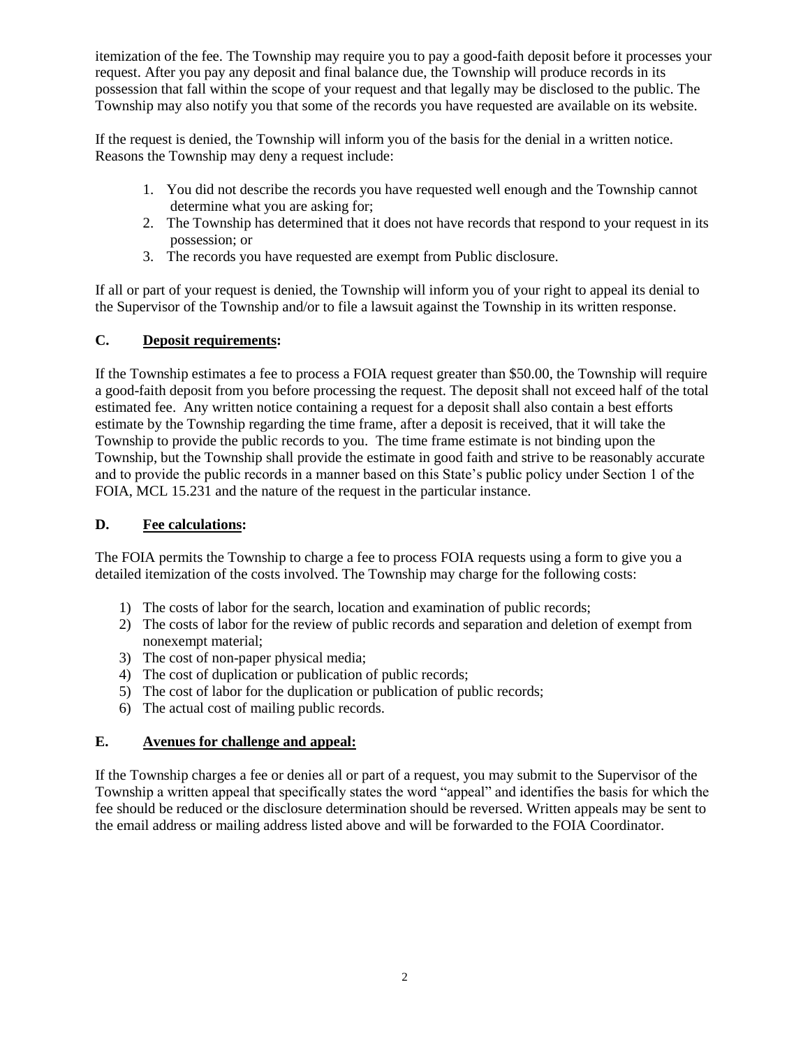itemization of the fee. The Township may require you to pay a good-faith deposit before it processes your request. After you pay any deposit and final balance due, the Township will produce records in its possession that fall within the scope of your request and that legally may be disclosed to the public. The Township may also notify you that some of the records you have requested are available on its website.

If the request is denied, the Township will inform you of the basis for the denial in a written notice. Reasons the Township may deny a request include:

1. You did not describe the records you have requested well enough and the Township cannot determine what you are asking for;
2. The Township has determined that it does not have records that respond to your request in its possession; or
3. The records you have requested are exempt from Public disclosure.

If all or part of your request is denied, the Township will inform you of your right to appeal its denial to the Supervisor of the Township and/or to file a lawsuit against the Township in its written response.

## C. Deposit requirements:

If the Township estimates a fee to process a FOIA request greater than $50.00, the Township will require a good-faith deposit from you before processing the request. The deposit shall not exceed half of the total estimated fee. Any written notice containing a request for a deposit shall also contain a best efforts estimate by the Township regarding the time frame, after a deposit is received, that it will take the Township to provide the public records to you. The time frame estimate is not binding upon the Township, but the Township shall provide the estimate in good faith and strive to be reasonably accurate and to provide the public records in a manner based on this State's public policy under Section 1 of the FOIA, MCL 15.231 and the nature of the request in the particular instance.

## D. Fee calculations:

The FOIA permits the Township to charge a fee to process FOIA requests using a form to give you a detailed itemization of the costs involved. The Township may charge for the following costs:

1) The costs of labor for the search, location and examination of public records;
2) The costs of labor for the review of public records and separation and deletion of exempt from nonexempt material;
3) The cost of non-paper physical media;
4) The cost of duplication or publication of public records;
5) The cost of labor for the duplication or publication of public records;
6) The actual cost of mailing public records.

## E. Avenues for challenge and appeal:

If the Township charges a fee or denies all or part of a request, you may submit to the Supervisor of the Township a written appeal that specifically states the word "appeal" and identifies the basis for which the fee should be reduced or the disclosure determination should be reversed. Written appeals may be sent to the email address or mailing address listed above and will be forwarded to the FOIA Coordinator.